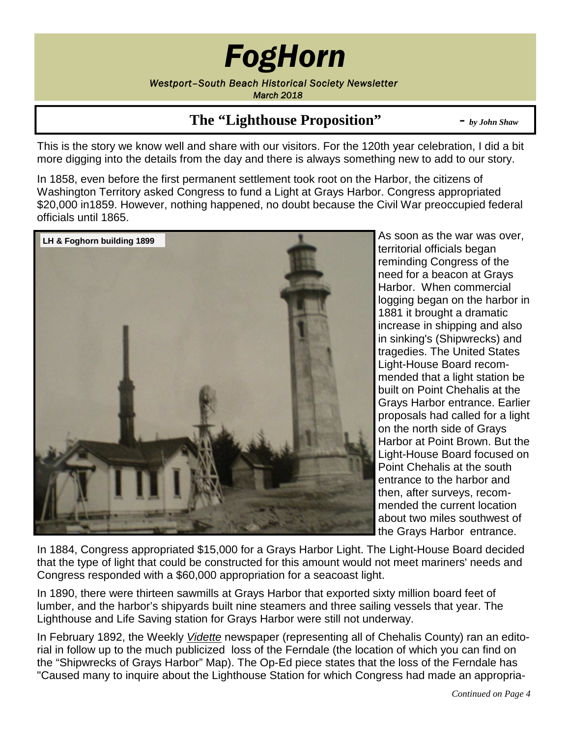# *FogHorn*

*Westport–South Beach Historical Society Newsletter*
*March 2018*

## The "Lighthouse Proposition" - *by John Shaw*

This is the story we know well and share with our visitors. For the 120th year celebration, I did a bit more digging into the details from the day and there is always something new to add to our story.

In 1858, even before the first permanent settlement took root on the Harbor, the citizens of Washington Territory asked Congress to fund a Light at Grays Harbor. Congress appropriated $20,000 in1859. However, nothing happened, no doubt because the Civil War preoccupied federal officials until 1865.

**LH & Foghorn building 1899**

As soon as the war was over, territorial officials began reminding Congress of the need for a beacon at Grays Harbor. When commercial logging began on the harbor in 1881 it brought a dramatic increase in shipping and also in sinking's (Shipwrecks) and tragedies. The United States Light-House Board recommended that a light station be built on Point Chehalis at the Grays Harbor entrance. Earlier proposals had called for a light on the north side of Grays Harbor at Point Brown. But the Light-House Board focused on Point Chehalis at the south entrance to the harbor and then, after surveys, recommended the current location about two miles southwest of the Grays Harbor entrance.

In 1884, Congress appropriated $15,000 for a Grays Harbor Light. The Light-House Board decided that the type of light that could be constructed for this amount would not meet mariners' needs and Congress responded with a $60,000 appropriation for a seacoast light.

In 1890, there were thirteen sawmills at Grays Harbor that exported sixty million board feet of lumber, and the harbor's shipyards built nine steamers and three sailing vessels that year. The Lighthouse and Life Saving station for Grays Harbor were still not underway.

In February 1892, the Weekly *Vidette* newspaper (representing all of Chehalis County) ran an editorial in follow up to the much publicized loss of the Ferndale (the location of which you can find on the "Shipwrecks of Grays Harbor" Map). The Op-Ed piece states that the loss of the Ferndale has "Caused many to inquire about the Lighthouse Station for which Congress had made an appropria-

*Continued on Page 4*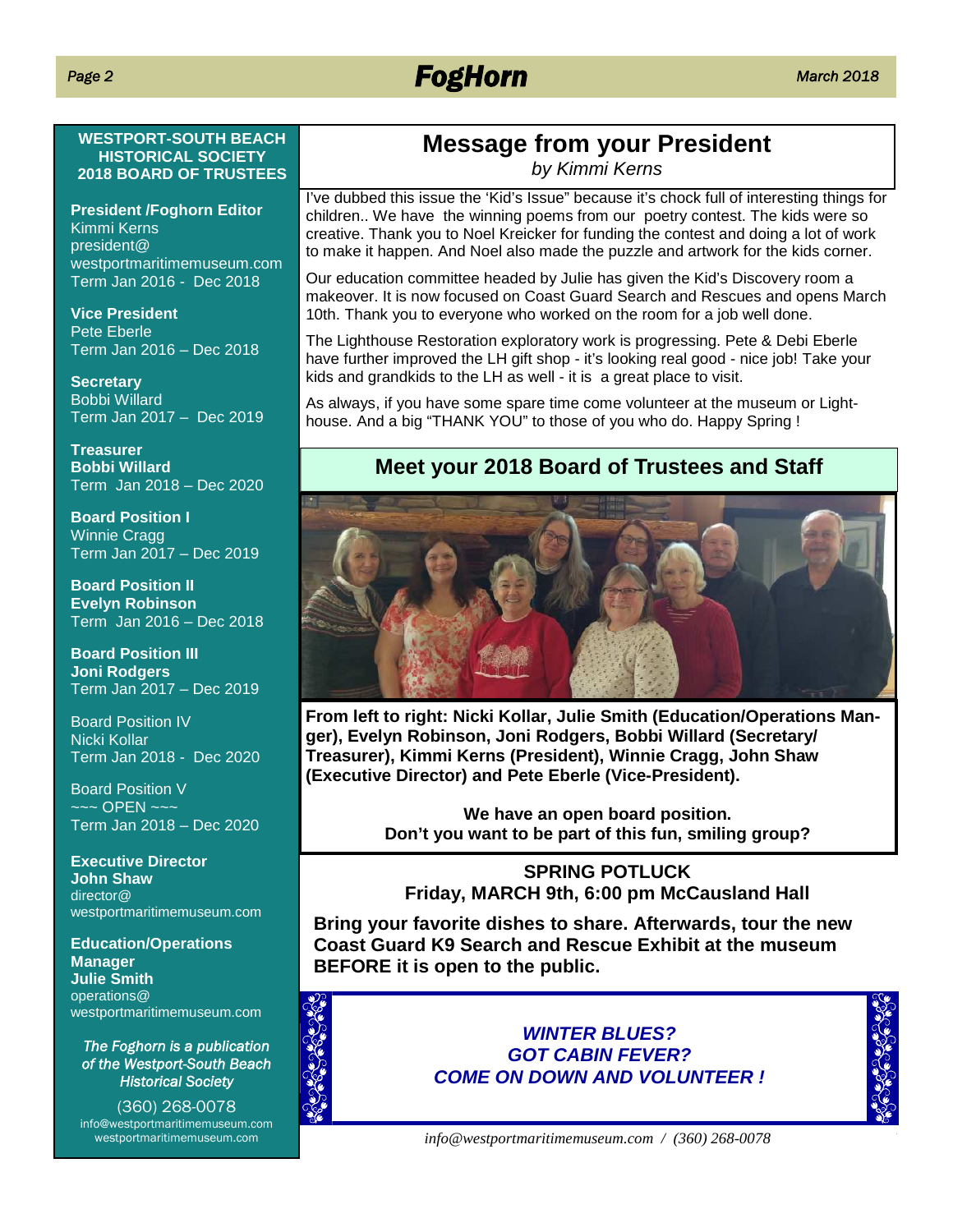**WESTPORT-SOUTH BEACH HISTORICAL SOCIETY 2018 BOARD OF TRUSTEES**

**President /Foghorn Editor**
Kimmi Kerns
president@westportmaritimemuseum.com
Term Jan 2016 - Dec 2018

**Vice President**
Pete Eberle
Term Jan 2016 – Dec 2018

**Secretary**
Bobbi Willard
Term Jan 2017 – Dec 2019

**Treasurer**
**Bobbi Willard**
Term Jan 2018 – Dec 2020

**Board Position I**
Winnie Cragg
Term Jan 2017 – Dec 2019

**Board Position II**
**Evelyn Robinson**
Term Jan 2016 – Dec 2018

**Board Position III**
**Joni Rodgers**
Term Jan 2017 – Dec 2019

Board Position IV
Nicki Kollar
Term Jan 2018 - Dec 2020

Board Position V
~~~ OPEN ~~~
Term Jan 2018 – Dec 2020

**Executive Director**
**John Shaw**
director@westportmaritimemuseum.com

**Education/Operations Manager**
**Julie Smith**
operations@westportmaritimemuseum.com

*The Foghorn is a publication of the Westport-South Beach Historical Society*

(360) 268-0078
info@westportmaritimemuseum.com
westportmaritimemuseum.com

## Message from your President

*by Kimmi Kerns*

I've dubbed this issue the 'Kid's Issue" because it's chock full of interesting things for children.. We have the winning poems from our poetry contest. The kids were so creative. Thank you to Noel Kreicker for funding the contest and doing a lot of work to make it happen. And Noel also made the puzzle and artwork for the kids corner.

Our education committee headed by Julie has given the Kid's Discovery room a makeover. It is now focused on Coast Guard Search and Rescues and opens March 10th. Thank you to everyone who worked on the room for a job well done.

The Lighthouse Restoration exploratory work is progressing. Pete & Debi Eberle have further improved the LH gift shop - it's looking real good - nice job! Take your kids and grandkids to the LH as well - it is a great place to visit.

As always, if you have some spare time come volunteer at the museum or Lighthouse. And a big "THANK YOU" to those of you who do. Happy Spring !

## Meet your 2018 Board of Trustees and Staff

**From left to right: Nicki Kollar, Julie Smith (Education/Operations Manger), Evelyn Robinson, Joni Rodgers, Bobbi Willard (Secretary/ Treasurer), Kimmi Kerns (President), Winnie Cragg, John Shaw (Executive Director) and Pete Eberle (Vice-President).**

**We have an open board position.**
**Don't you want to be part of this fun, smiling group?**

**SPRING POTLUCK**
**Friday, MARCH 9th, 6:00 pm McCausland Hall**

**Bring your favorite dishes to share. Afterwards, tour the new Coast Guard K9 Search and Rescue Exhibit at the museum BEFORE it is open to the public.**

***WINTER BLUES?***
***GOT CABIN FEVER?***
***COME ON DOWN AND VOLUNTEER !***

*info@westportmaritimemuseum.com / (360) 268-0078*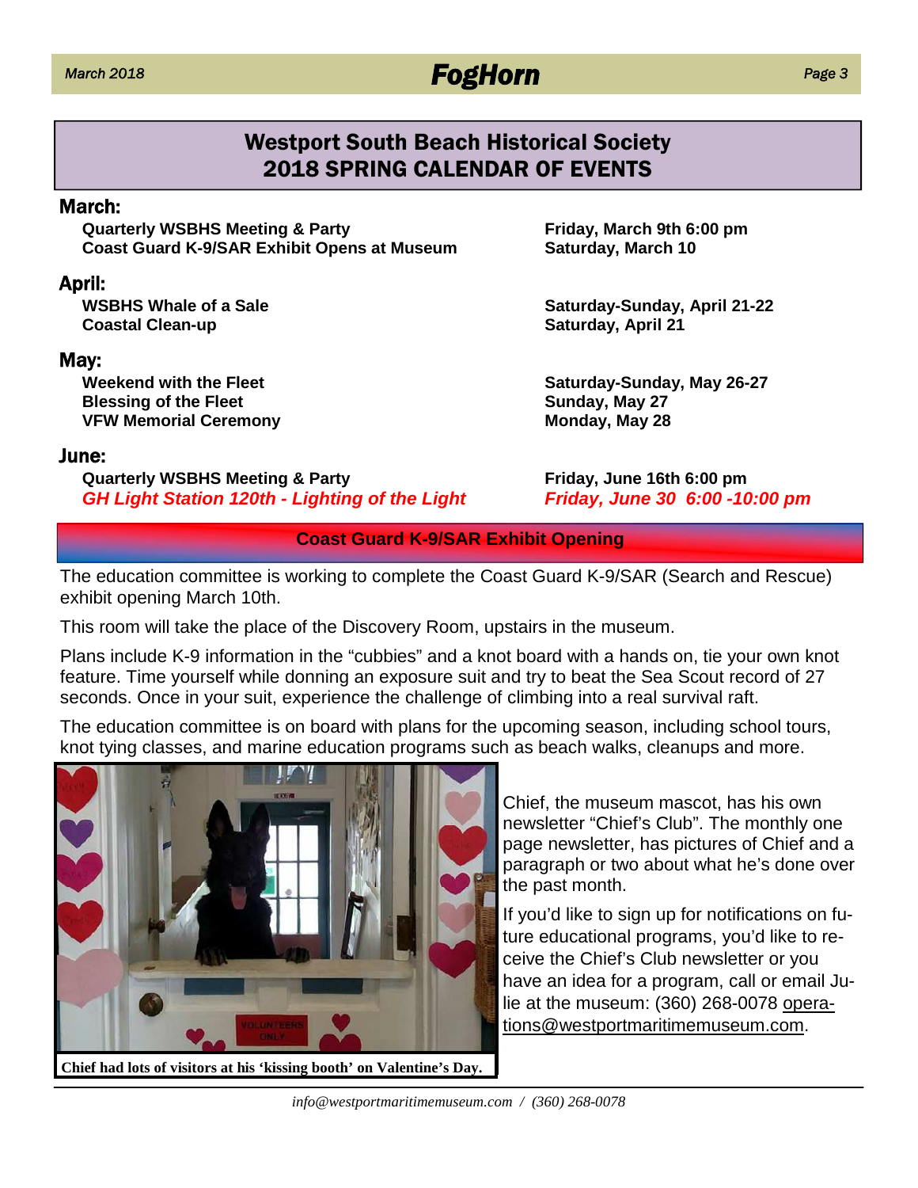## Westport South Beach Historical Society
## 2018 SPRING CALENDAR OF EVENTS

### March:

| Event | Date |
| --- | --- |
| **Quarterly WSBHS Meeting & Party** | **Friday, March 9th 6:00 pm** |
| **Coast Guard K-9/SAR Exhibit Opens at Museum** | **Saturday, March 10** |

### April:

| Event | Date |
| --- | --- |
| **WSBHS Whale of a Sale** | **Saturday-Sunday, April 21-22** |
| **Coastal Clean-up** | **Saturday, April 21** |

### May:

| Event | Date |
| --- | --- |
| **Weekend with the Fleet** | **Saturday-Sunday, May 26-27** |
| **Blessing of the Fleet** | **Sunday, May 27** |
| **VFW Memorial Ceremony** | **Monday, May 28** |

### June:

| Event | Date |
| --- | --- |
| **Quarterly WSBHS Meeting & Party** | **Friday, June 16th 6:00 pm** |
| ***GH Light Station 120th - Lighting of the Light*** | ***Friday, June 30 6:00 -10:00 pm*** |

### Coast Guard K-9/SAR Exhibit Opening

The education committee is working to complete the Coast Guard K-9/SAR (Search and Rescue) exhibit opening March 10th.

This room will take the place of the Discovery Room, upstairs in the museum.

Plans include K-9 information in the "cubbies" and a knot board with a hands on, tie your own knot feature. Time yourself while donning an exposure suit and try to beat the Sea Scout record of 27 seconds. Once in your suit, experience the challenge of climbing into a real survival raft.

The education committee is on board with plans for the upcoming season, including school tours, knot tying classes, and marine education programs such as beach walks, cleanups and more.

**Chief had lots of visitors at his 'kissing booth' on Valentine's Day.**

Chief, the museum mascot, has his own newsletter "Chief's Club". The monthly one page newsletter, has pictures of Chief and a paragraph or two about what he's done over the past month.

If you'd like to sign up for notifications on future educational programs, you'd like to receive the Chief's Club newsletter or you have an idea for a program, call or email Julie at the museum: (360) 268-0078 operations@westportmaritimemuseum.com.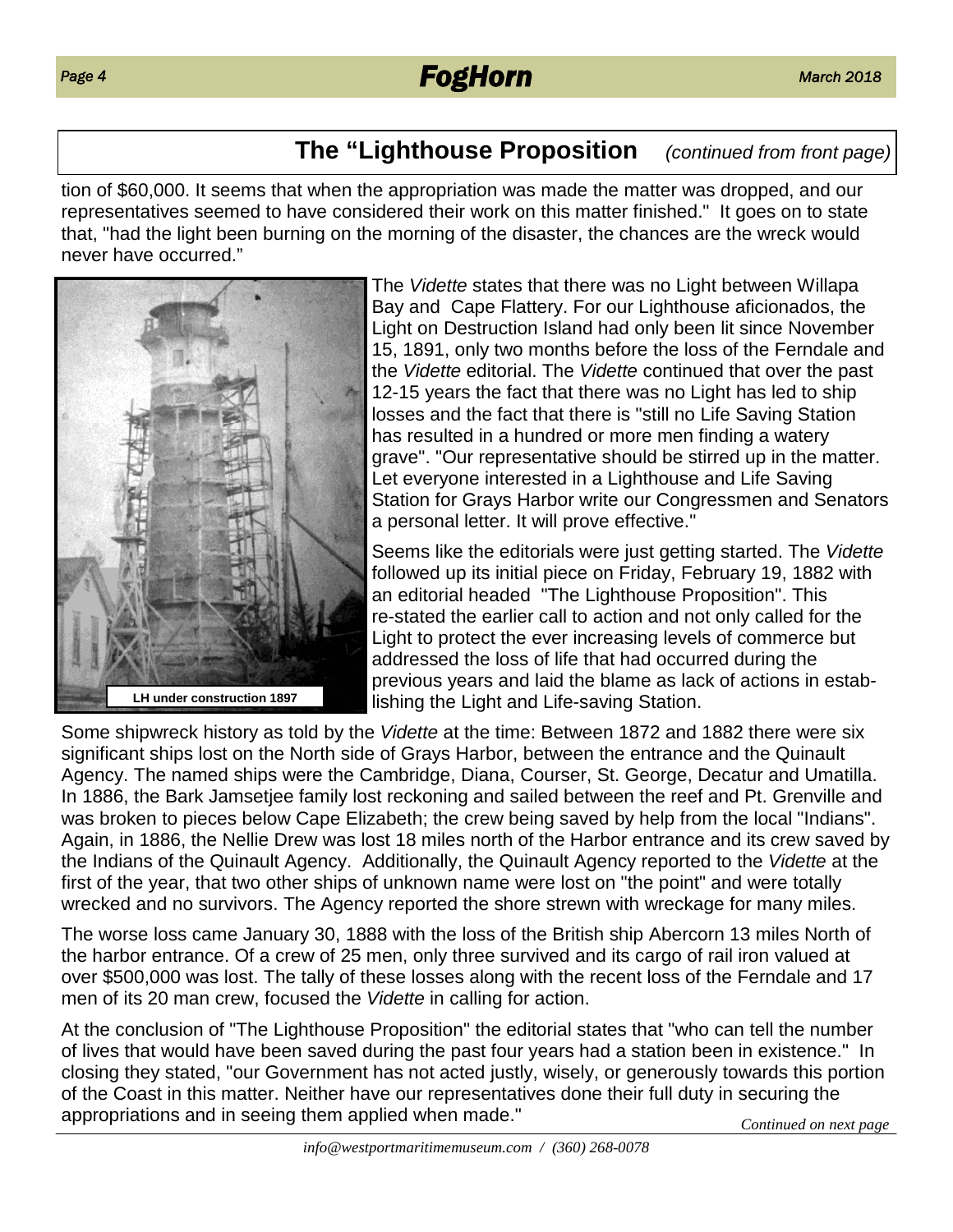## The "Lighthouse Proposition *(continued from front page)*

tion of $60,000. It seems that when the appropriation was made the matter was dropped, and our representatives seemed to have considered their work on this matter finished." It goes on to state that, "had the light been burning on the morning of the disaster, the chances are the wreck would never have occurred."

LH under construction 1897

The *Vidette* states that there was no Light between Willapa Bay and Cape Flattery. For our Lighthouse aficionados, the Light on Destruction Island had only been lit since November 15, 1891, only two months before the loss of the Ferndale and the *Vidette* editorial. The *Vidette* continued that over the past 12-15 years the fact that there was no Light has led to ship losses and the fact that there is "still no Life Saving Station has resulted in a hundred or more men finding a watery grave". "Our representative should be stirred up in the matter. Let everyone interested in a Lighthouse and Life Saving Station for Grays Harbor write our Congressmen and Senators a personal letter. It will prove effective."

Seems like the editorials were just getting started. The *Vidette* followed up its initial piece on Friday, February 19, 1882 with an editorial headed "The Lighthouse Proposition". This re-stated the earlier call to action and not only called for the Light to protect the ever increasing levels of commerce but addressed the loss of life that had occurred during the previous years and laid the blame as lack of actions in establishing the Light and Life-saving Station.

Some shipwreck history as told by the *Vidette* at the time: Between 1872 and 1882 there were six significant ships lost on the North side of Grays Harbor, between the entrance and the Quinault Agency. The named ships were the Cambridge, Diana, Courser, St. George, Decatur and Umatilla. In 1886, the Bark Jamsetjee family lost reckoning and sailed between the reef and Pt. Grenville and was broken to pieces below Cape Elizabeth; the crew being saved by help from the local "Indians". Again, in 1886, the Nellie Drew was lost 18 miles north of the Harbor entrance and its crew saved by the Indians of the Quinault Agency. Additionally, the Quinault Agency reported to the *Vidette* at the first of the year, that two other ships of unknown name were lost on "the point" and were totally wrecked and no survivors. The Agency reported the shore strewn with wreckage for many miles.

The worse loss came January 30, 1888 with the loss of the British ship Abercorn 13 miles North of the harbor entrance. Of a crew of 25 men, only three survived and its cargo of rail iron valued at over $500,000 was lost. The tally of these losses along with the recent loss of the Ferndale and 17 men of its 20 man crew, focused the *Vidette* in calling for action.

At the conclusion of "The Lighthouse Proposition" the editorial states that "who can tell the number of lives that would have been saved during the past four years had a station been in existence." In closing they stated, "our Government has not acted justly, wisely, or generously towards this portion of the Coast in this matter. Neither have our representatives done their full duty in securing the appropriations and in seeing them applied when made."

*Continued on next page*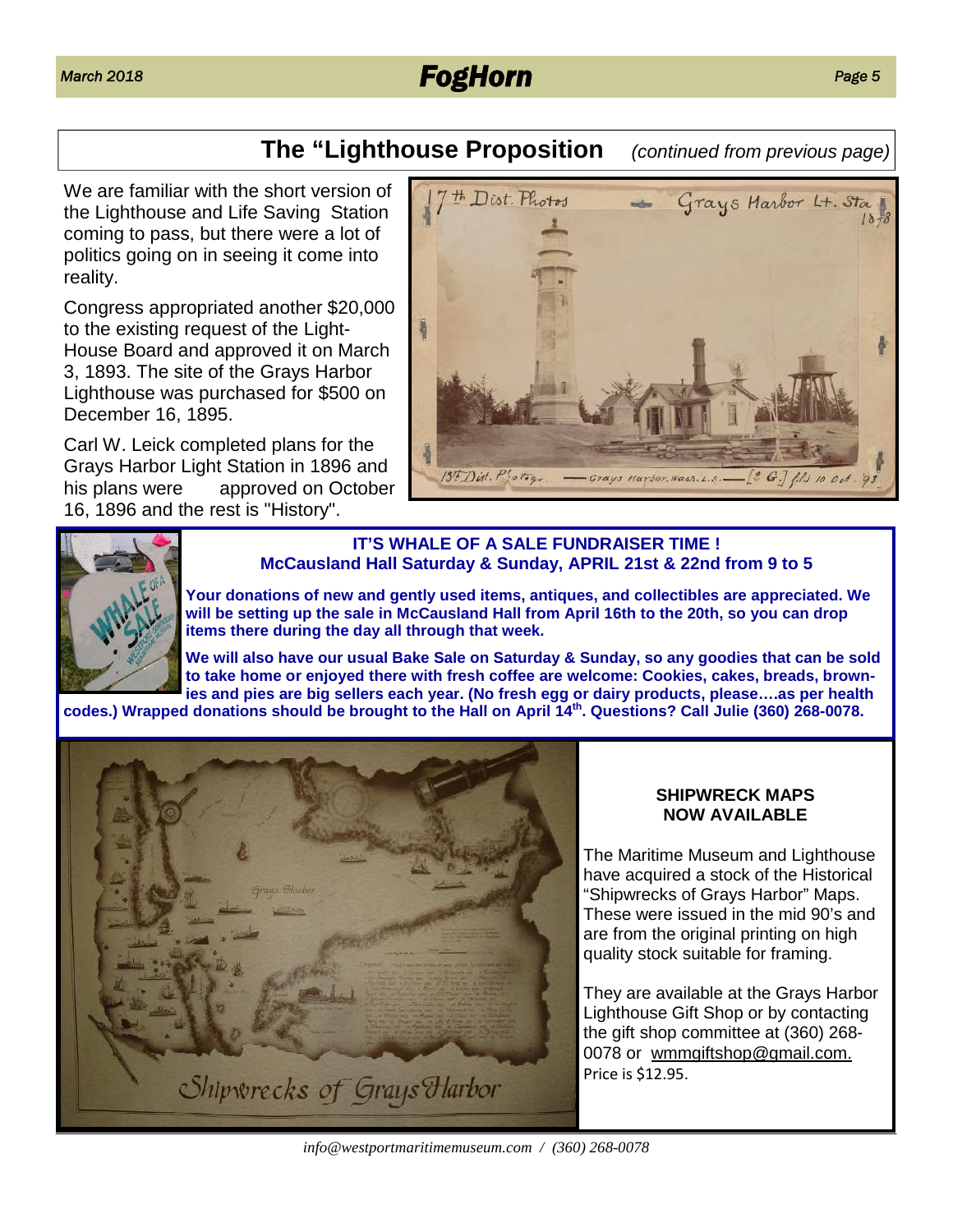## The "Lighthouse Proposition *(continued from previous page)*

We are familiar with the short version of the Lighthouse and Life Saving Station coming to pass, but there were a lot of politics going on in seeing it come into reality.

Congress appropriated another $20,000 to the existing request of the Light-House Board and approved it on March 3, 1893. The site of the Grays Harbor Lighthouse was purchased for $500 on December 16, 1895.

Carl W. Leick completed plans for the Grays Harbor Light Station in 1896 and his plans were approved on October 16, 1896 and the rest is "History".

**IT'S WHALE OF A SALE FUNDRAISER TIME !**
**McCausland Hall Saturday & Sunday, APRIL 21st & 22nd from 9 to 5**

**Your donations of new and gently used items, antiques, and collectibles are appreciated. We will be setting up the sale in McCausland Hall from April 16th to the 20th, so you can drop items there during the day all through that week.**

**We will also have our usual Bake Sale on Saturday & Sunday, so any goodies that can be sold to take home or enjoyed there with fresh coffee are welcome: Cookies, cakes, breads, brownies and pies are big sellers each year. (No fresh egg or dairy products, please….as per health codes.) Wrapped donations should be brought to the Hall on April 14th. Questions? Call Julie (360) 268-0078.**

**SHIPWRECK MAPS NOW AVAILABLE**

The Maritime Museum and Lighthouse have acquired a stock of the Historical "Shipwrecks of Grays Harbor" Maps. These were issued in the mid 90's and are from the original printing on high quality stock suitable for framing.

They are available at the Grays Harbor Lighthouse Gift Shop or by contacting the gift shop committee at (360) 268-0078 or wmmgiftshop@gmail.com. Price is $12.95.

*info@westportmaritimemuseum.com / (360) 268-0078*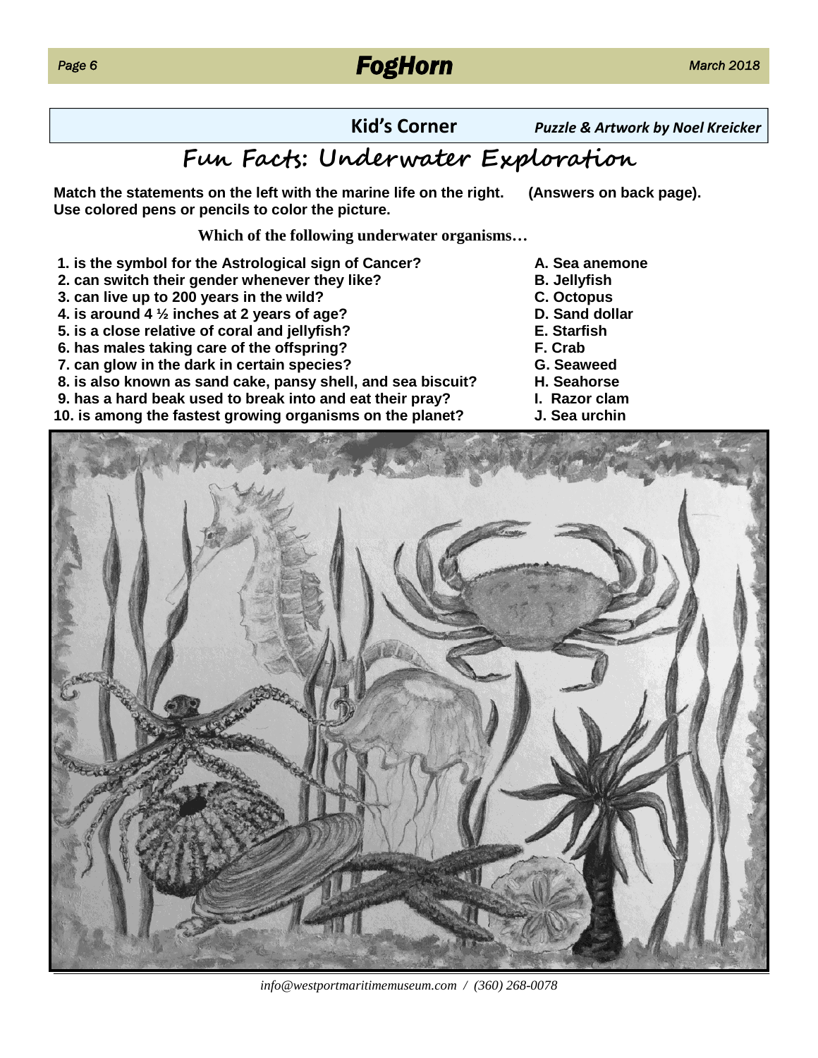**Kid's Corner** *Puzzle & Artwork by Noel Kreicker*

# Fun Facts: Underwater Exploration

**Match the statements on the left with the marine life on the right. (Answers on back page).**
**Use colored pens or pencils to color the picture.**

**Which of the following underwater organisms…**

| | |
|---|---|
| **1. is the symbol for the Astrological sign of Cancer?** | **A. Sea anemone** |
| **2. can switch their gender whenever they like?** | **B. Jellyfish** |
| **3. can live up to 200 years in the wild?** | **C. Octopus** |
| **4. is around 4 ½ inches at 2 years of age?** | **D. Sand dollar** |
| **5. is a close relative of coral and jellyfish?** | **E. Starfish** |
| **6. has males taking care of the offspring?** | **F. Crab** |
| **7. can glow in the dark in certain species?** | **G. Seaweed** |
| **8. is also known as sand cake, pansy shell, and sea biscuit?** | **H. Seahorse** |
| **9. has a hard beak used to break into and eat their pray?** | **I. Razor clam** |
| **10. is among the fastest growing organisms on the planet?** | **J. Sea urchin** |

*info@westportmaritimemuseum.com / (360) 268-0078*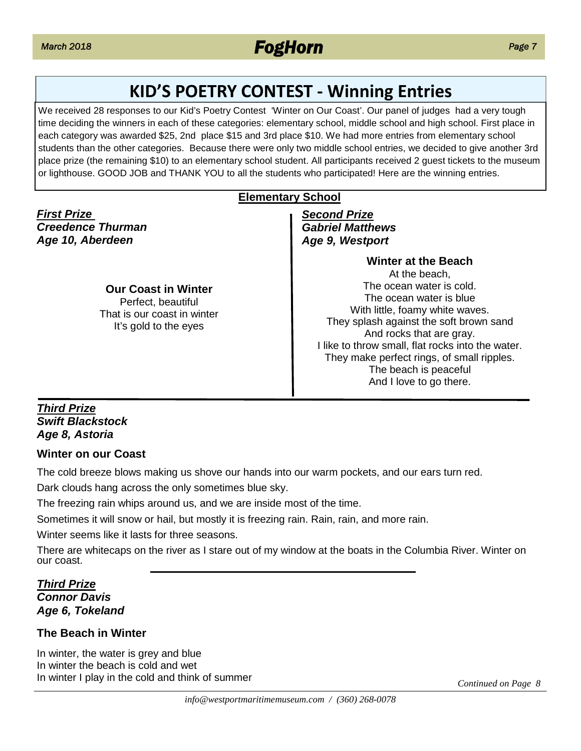# KID'S POETRY CONTEST - Winning Entries

We received 28 responses to our Kid's Poetry Contest 'Winter on Our Coast'. Our panel of judges had a very tough time deciding the winners in each of these categories: elementary school, middle school and high school. First place in each category was awarded $25, 2nd place $15 and 3rd place $10. We had more entries from elementary school students than the other categories. Because there were only two middle school entries, we decided to give another 3rd place prize (the remaining $10) to an elementary school student. All participants received 2 guest tickets to the museum or lighthouse. GOOD JOB and THANK YOU to all the students who participated! Here are the winning entries.

## Elementary School

***First Prize***
***Creedence Thurman***
***Age 10, Aberdeen***

**Our Coast in Winter**

Perfect, beautiful
That is our coast in winter
It's gold to the eyes

***Second Prize***
***Gabriel Matthews***
***Age 9, Westport***

**Winter at the Beach**

At the beach,
The ocean water is cold.
The ocean water is blue
With little, foamy white waves.
They splash against the soft brown sand
And rocks that are gray.
I like to throw small, flat rocks into the water.
They make perfect rings, of small ripples.
The beach is peaceful
And I love to go there.

***Third Prize***
***Swift Blackstock***
***Age 8, Astoria***

**Winter on our Coast**

The cold breeze blows making us shove our hands into our warm pockets, and our ears turn red.

Dark clouds hang across the only sometimes blue sky.

The freezing rain whips around us, and we are inside most of the time.

Sometimes it will snow or hail, but mostly it is freezing rain. Rain, rain, and more rain.

Winter seems like it lasts for three seasons.

There are whitecaps on the river as I stare out of my window at the boats in the Columbia River. Winter on our coast.

***Third Prize***
***Connor Davis***
***Age 6, Tokeland***

**The Beach in Winter**

In winter, the water is grey and blue
In winter the beach is cold and wet
In winter I play in the cold and think of summer

*Continued on Page 8*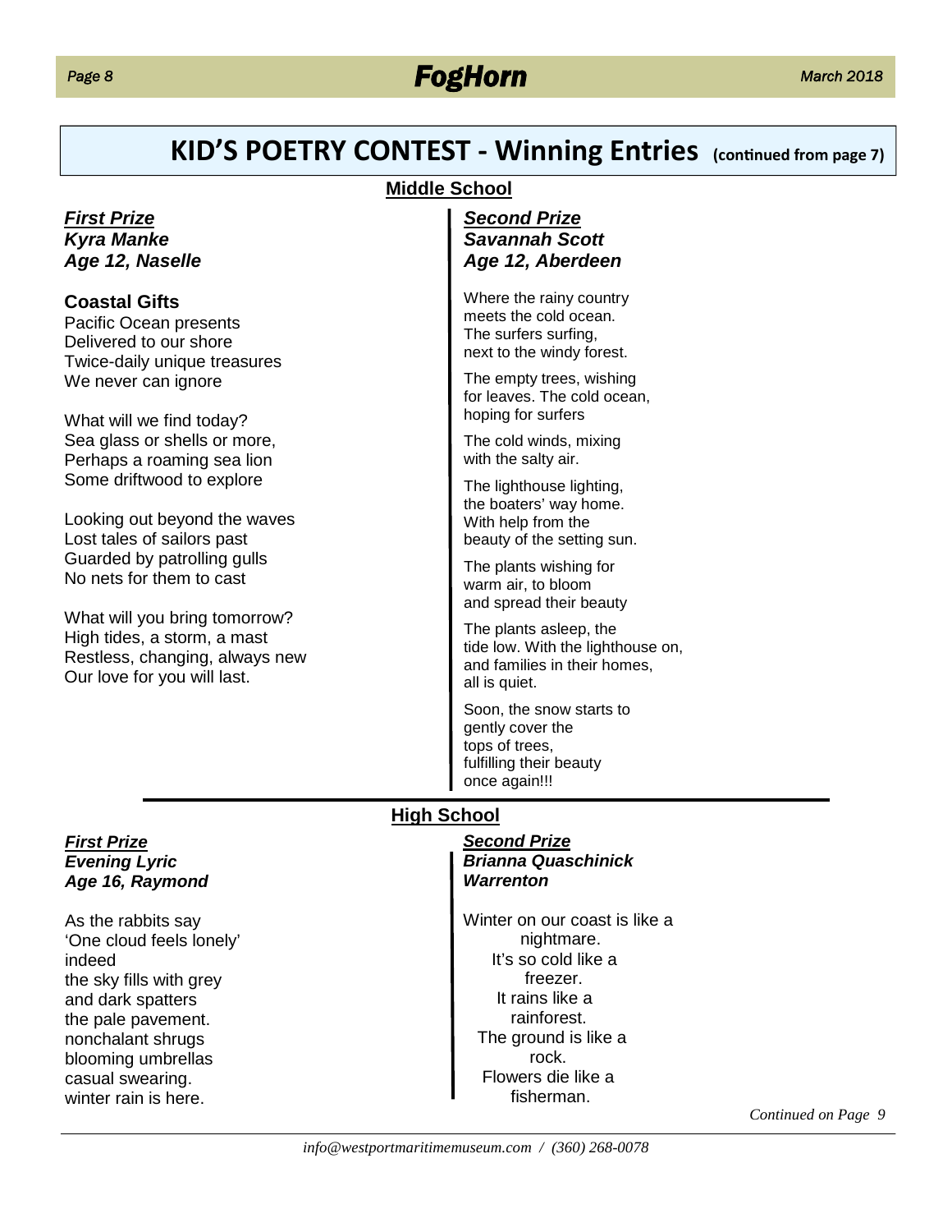# KID'S POETRY CONTEST - Winning Entries (continued from page 7)

## Middle School

***First Prize***
***Kyra Manke***
***Age 12, Naselle***

**Coastal Gifts**

Pacific Ocean presents
Delivered to our shore
Twice-daily unique treasures
We never can ignore

What will we find today?
Sea glass or shells or more,
Perhaps a roaming sea lion
Some driftwood to explore

Looking out beyond the waves
Lost tales of sailors past
Guarded by patrolling gulls
No nets for them to cast

What will you bring tomorrow?
High tides, a storm, a mast
Restless, changing, always new
Our love for you will last.

***Second Prize***
***Savannah Scott***
***Age 12, Aberdeen***

Where the rainy country
meets the cold ocean.
The surfers surfing,
next to the windy forest.

The empty trees, wishing
for leaves. The cold ocean,
hoping for surfers

The cold winds, mixing
with the salty air.

The lighthouse lighting,
the boaters' way home.
With help from the
beauty of the setting sun.

The plants wishing for
warm air, to bloom
and spread their beauty

The plants asleep, the
tide low. With the lighthouse on,
and families in their homes,
all is quiet.

Soon, the snow starts to
gently cover the
tops of trees,
fulfilling their beauty
once again!!!

## High School

***First Prize***
***Evening Lyric***
***Age 16, Raymond***

As the rabbits say
'One cloud feels lonely'
indeed
the sky fills with grey
and dark spatters
the pale pavement.
nonchalant shrugs
blooming umbrellas
casual swearing.
winter rain is here.

***Second Prize***
***Brianna Quaschinick***
***Warrenton***

Winter on our coast is like a
nightmare.
It's so cold like a
freezer.
It rains like a
rainforest.
The ground is like a
rock.
Flowers die like a
fisherman.

*Continued on Page 9*

*info@westportmaritimemuseum.com / (360) 268-0078*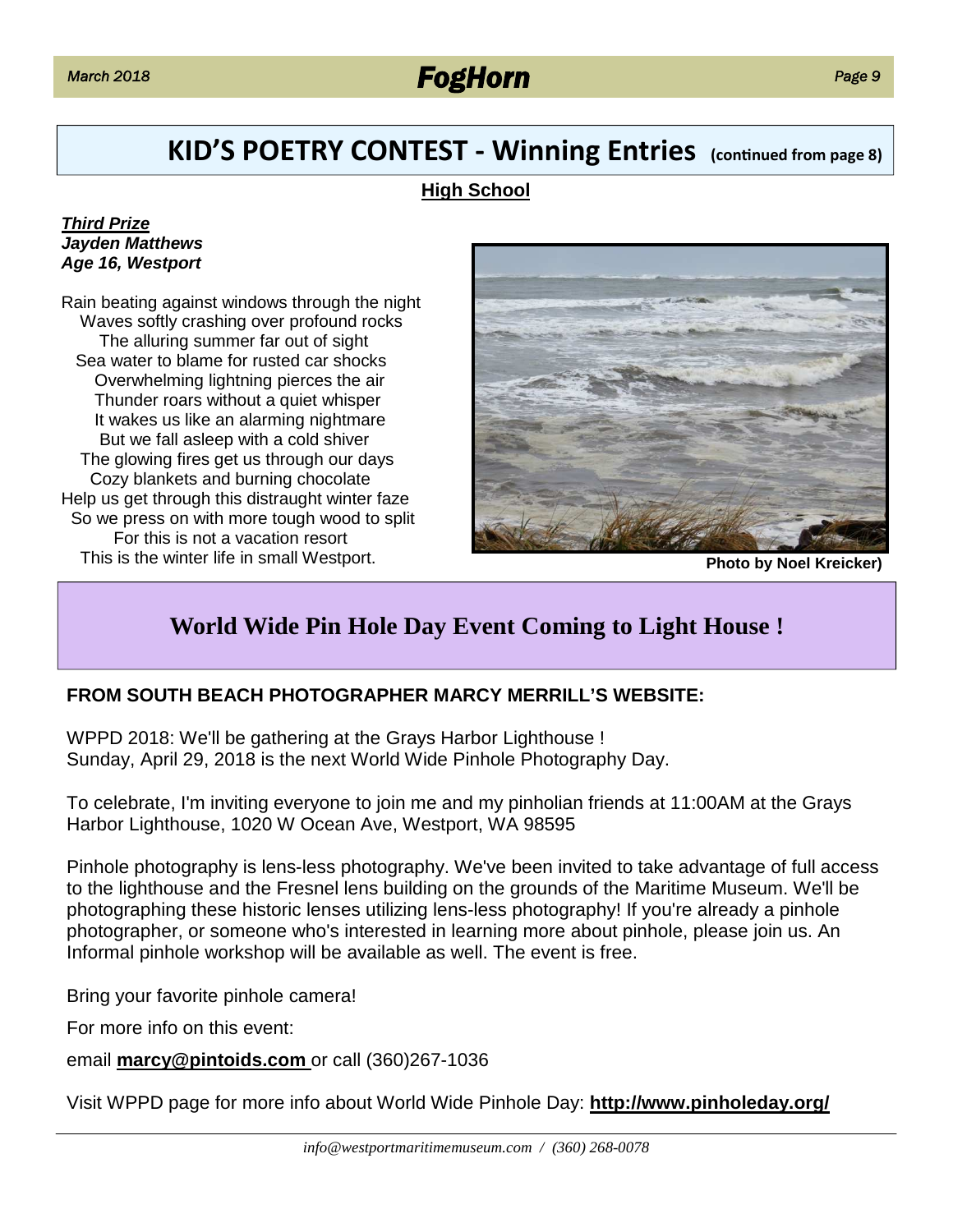# KID'S POETRY CONTEST - Winning Entries (continued from page 8)

## High School

***Third Prize***
***Jayden Matthews***
***Age 16, Westport***

Rain beating against windows through the night
Waves softly crashing over profound rocks
The alluring summer far out of sight
Sea water to blame for rusted car shocks
Overwhelming lightning pierces the air
Thunder roars without a quiet whisper
It wakes us like an alarming nightmare
But we fall asleep with a cold shiver
The glowing fires get us through our days
Cozy blankets and burning chocolate
Help us get through this distraught winter faze
So we press on with more tough wood to split
For this is not a vacation resort
This is the winter life in small Westport.

**Photo by Noel Kreicker)**

# World Wide Pin Hole Day Event Coming to Light House !

**FROM SOUTH BEACH PHOTOGRAPHER MARCY MERRILL'S WEBSITE:**

WPPD 2018: We'll be gathering at the Grays Harbor Lighthouse !
Sunday, April 29, 2018 is the next World Wide Pinhole Photography Day.

To celebrate, I'm inviting everyone to join me and my pinholian friends at 11:00AM at the Grays Harbor Lighthouse, 1020 W Ocean Ave, Westport, WA 98595

Pinhole photography is lens-less photography. We've been invited to take advantage of full access to the lighthouse and the Fresnel lens building on the grounds of the Maritime Museum. We'll be photographing these historic lenses utilizing lens-less photography! If you're already a pinhole photographer, or someone who's interested in learning more about pinhole, please join us. An Informal pinhole workshop will be available as well. The event is free.

Bring your favorite pinhole camera!

For more info on this event:

email **marcy@pintoids.com** or call (360)267-1036

Visit WPPD page for more info about World Wide Pinhole Day: **http://www.pinholeday.org/**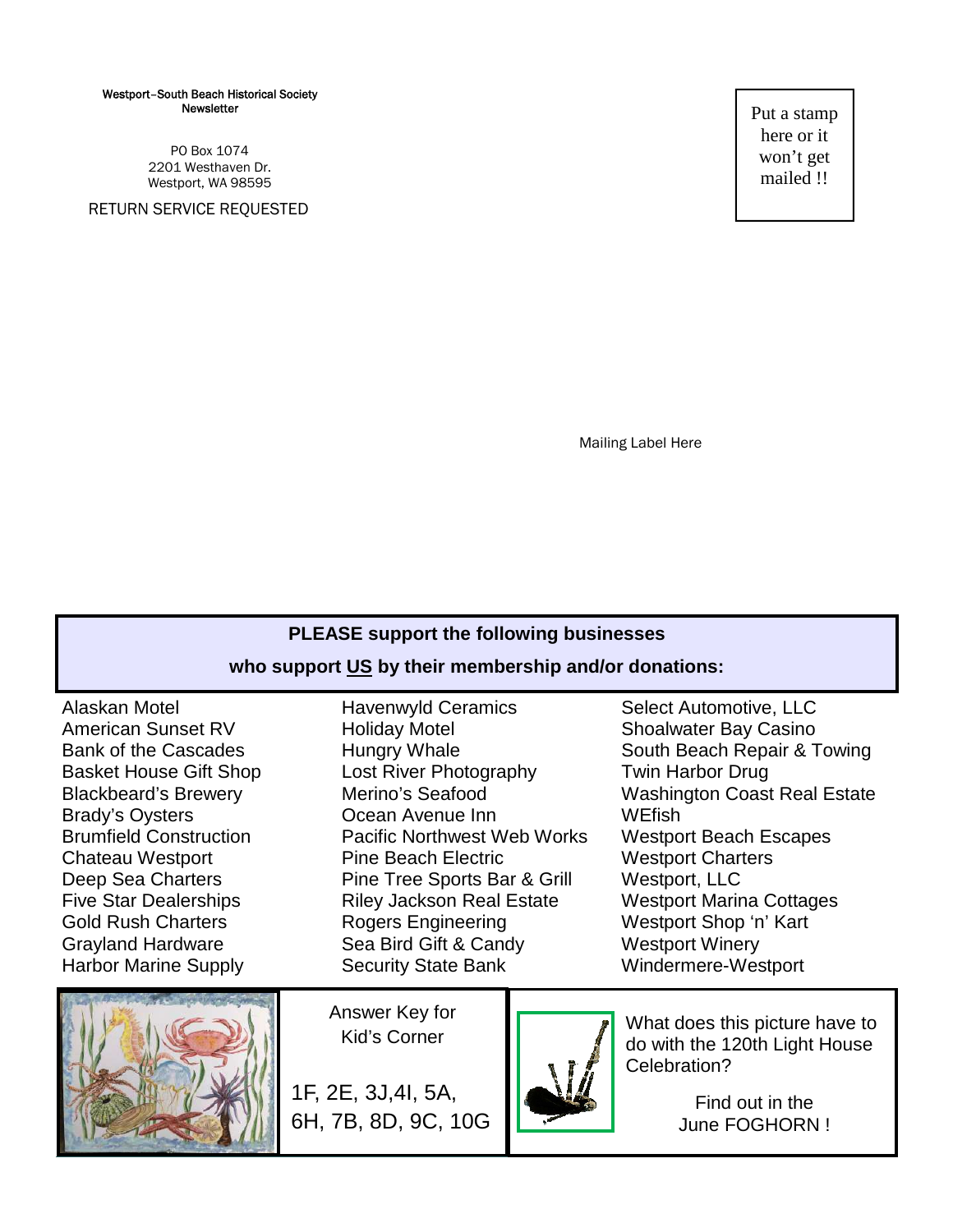Westport–South Beach Historical Society
Newsletter

PO Box 1074
2201 Westhaven Dr.
Westport, WA 98595

RETURN SERVICE REQUESTED

Put a stamp here or it won't get mailed !!

Mailing Label Here

**PLEASE support the following businesses**

**who support US by their membership and/or donations:**

Alaskan Motel
American Sunset RV
Bank of the Cascades
Basket House Gift Shop
Blackbeard's Brewery
Brady's Oysters
Brumfield Construction
Chateau Westport
Deep Sea Charters
Five Star Dealerships
Gold Rush Charters
Grayland Hardware
Harbor Marine Supply
Havenwyld Ceramics
Holiday Motel
Hungry Whale
Lost River Photography
Merino's Seafood
Ocean Avenue Inn
Pacific Northwest Web Works
Pine Beach Electric
Pine Tree Sports Bar & Grill
Riley Jackson Real Estate
Rogers Engineering
Sea Bird Gift & Candy
Security State Bank
Select Automotive, LLC
Shoalwater Bay Casino
South Beach Repair & Towing
Twin Harbor Drug
Washington Coast Real Estate
WEfish
Westport Beach Escapes
Westport Charters
Westport, LLC
Westport Marina Cottages
Westport Shop 'n' Kart
Westport Winery
Windermere-Westport

Answer Key for Kid's Corner

1F, 2E, 3J,4I, 5A, 6H, 7B, 8D, 9C, 10G

What does this picture have to do with the 120th Light House Celebration?

Find out in the June FOGHORN !